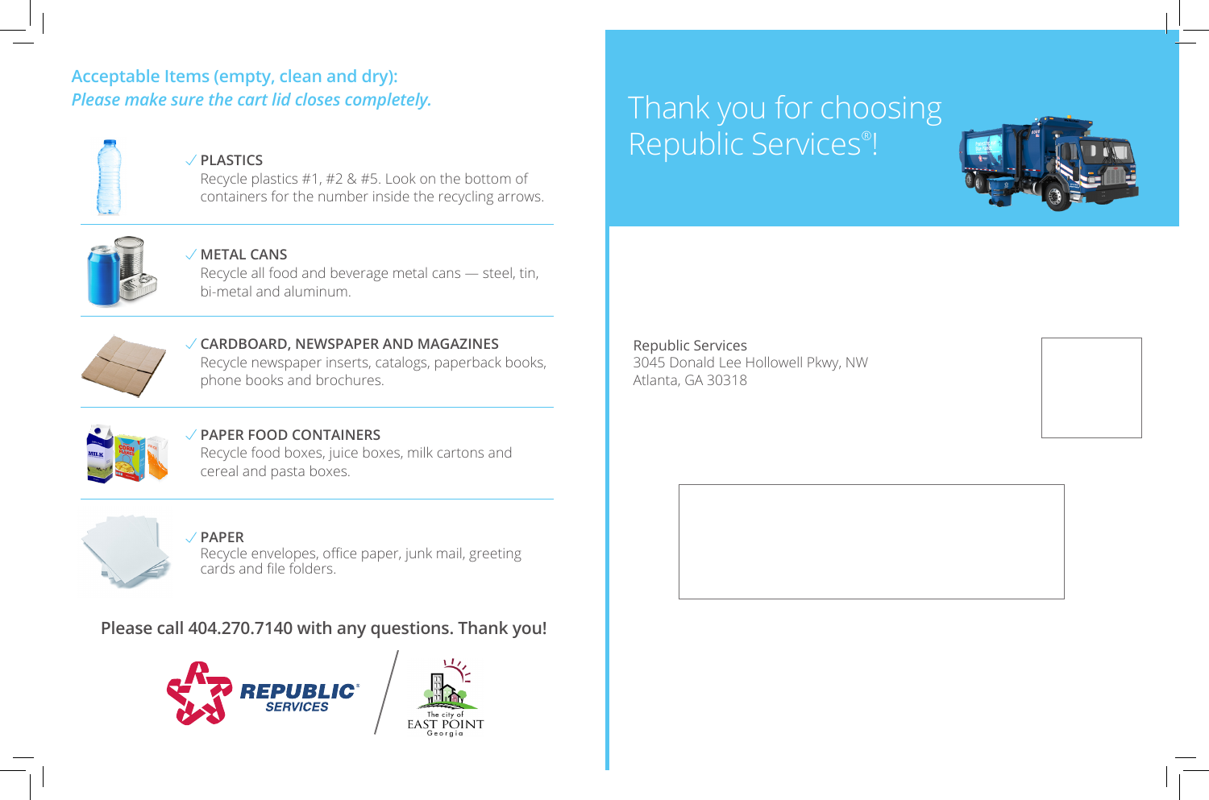## Acceptable Items (empty, clean and dry):

*Please make sure the cart lid closes completely.*

✓ **PLASTICS**
Recycle plastics #1, #2 & #5. Look on the bottom of containers for the number inside the recycling arrows.

✓ **METAL CANS**
Recycle all food and beverage metal cans — steel, tin, bi-metal and aluminum.

✓ **CARDBOARD, NEWSPAPER AND MAGAZINES**
Recycle newspaper inserts, catalogs, paperback books, phone books and brochures.

✓ **PAPER FOOD CONTAINERS**
Recycle food boxes, juice boxes, milk cartons and cereal and pasta boxes.

✓ **PAPER**
Recycle envelopes, office paper, junk mail, greeting cards and file folders.

**Please call 404.270.7140 with any questions. Thank you!**

REPUBLIC® SERVICES

The city of EAST POINT Georgia

# Thank you for choosing Republic Services®!

Republic Services
3045 Donald Lee Hollowell Pkwy, NW
Atlanta, GA 30318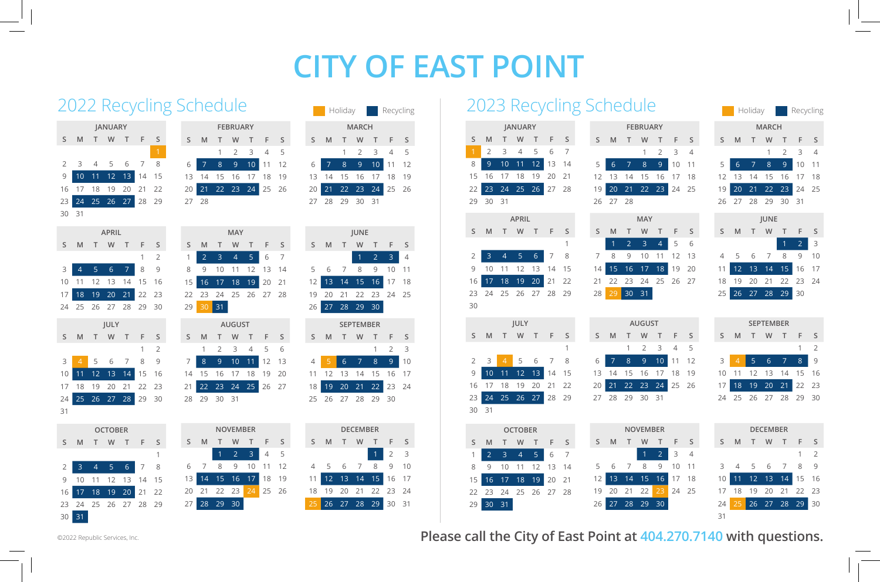# CITY OF EAST POINT

## 2022 Recycling Schedule

*Holiday* **Recycling**

### JANUARY

| S | M | T | W | T | F | S |
|---|---|---|---|---|---|---|
| | | | | | | *1* |
| 2 | 3 | 4 | 5 | 6 | 7 | 8 |
| 9 | **10** | **11** | **12** | **13** | 14 | 15 |
| 16 | 17 | 18 | 19 | 20 | 21 | 22 |
| 23 | **24** | **25** | **26** | **27** | 28 | 29 |
| 30 | 31 | | | | | |

### FEBRUARY

| S | M | T | W | T | F | S |
|---|---|---|---|---|---|---|
| | | 1 | 2 | 3 | 4 | 5 |
| 6 | **7** | **8** | **9** | **10** | 11 | 12 |
| 13 | 14 | 15 | 16 | 17 | 18 | 19 |
| 20 | **21** | **22** | **23** | **24** | 25 | 26 |
| 27 | 28 | | | | | |

### MARCH

| S | M | T | W | T | F | S |
|---|---|---|---|---|---|---|
| | | 1 | 2 | 3 | 4 | 5 |
| 6 | **7** | **8** | **9** | **10** | 11 | 12 |
| 13 | 14 | 15 | 16 | 17 | 18 | 19 |
| 20 | **21** | **22** | **23** | **24** | 25 | 26 |
| 27 | 28 | 29 | 30 | 31 | | |

### APRIL

| S | M | T | W | T | F | S |
|---|---|---|---|---|---|---|
| | | | | | 1 | 2 |
| 3 | **4** | **5** | **6** | **7** | 8 | 9 |
| 10 | 11 | 12 | 13 | 14 | 15 | 16 |
| 17 | **18** | **19** | **20** | **21** | 22 | 23 |
| 24 | 25 | 26 | 27 | 28 | 29 | 30 |

### MAY

| S | M | T | W | T | F | S |
|---|---|---|---|---|---|---|
| 1 | **2** | **3** | **4** | **5** | 6 | 7 |
| 8 | 9 | 10 | 11 | 12 | 13 | 14 |
| 15 | **16** | **17** | **18** | **19** | 20 | 21 |
| 22 | 23 | 24 | 25 | 26 | 27 | 28 |
| 29 | *30* | **31** | | | | |

### JUNE

| S | M | T | W | T | F | S |
|---|---|---|---|---|---|---|
| | | | **1** | **2** | **3** | 4 |
| 5 | 6 | 7 | 8 | 9 | 10 | 11 |
| 12 | **13** | **14** | **15** | **16** | 17 | 18 |
| 19 | 20 | 21 | 22 | 23 | 24 | 25 |
| 26 | **27** | **28** | **29** | **30** | | |

### JULY

| S | M | T | W | T | F | S |
|---|---|---|---|---|---|---|
| | | | | | 1 | 2 |
| 3 | *4* | 5 | 6 | 7 | 8 | 9 |
| 10 | **11** | **12** | **13** | **14** | 15 | 16 |
| 17 | 18 | 19 | 20 | 21 | 22 | 23 |
| 24 | **25** | **26** | **27** | **28** | 29 | 30 |
| 31 | | | | | | |

### AUGUST

| S | M | T | W | T | F | S |
|---|---|---|---|---|---|---|
| | 1 | 2 | 3 | 4 | 5 | 6 |
| 7 | **8** | **9** | **10** | **11** | 12 | 13 |
| 14 | 15 | 16 | 17 | 18 | 19 | 20 |
| 21 | **22** | **23** | **24** | **25** | 26 | 27 |
| 28 | 29 | 30 | 31 | | | |

### SEPTEMBER

| S | M | T | W | T | F | S |
|---|---|---|---|---|---|---|
| | | | | 1 | 2 | 3 |
| 4 | *5* | **6** | **7** | **8** | **9** | 10 |
| 11 | 12 | 13 | 14 | 15 | 16 | 17 |
| 18 | **19** | **20** | **21** | **22** | 23 | 24 |
| 25 | 26 | 27 | 28 | 29 | 30 | |

### OCTOBER

| S | M | T | W | T | F | S |
|---|---|---|---|---|---|---|
| | | | | | | 1 |
| 2 | **3** | **4** | **5** | **6** | 7 | 8 |
| 9 | 10 | 11 | 12 | 13 | 14 | 15 |
| 16 | **17** | **18** | **19** | **20** | 21 | 22 |
| 23 | 24 | 25 | 26 | 27 | 28 | 29 |
| 30 | **31** | | | | | |

### NOVEMBER

| S | M | T | W | T | F | S |
|---|---|---|---|---|---|---|
| | | **1** | **2** | **3** | 4 | 5 |
| 6 | 7 | 8 | 9 | 10 | 11 | 12 |
| 13 | **14** | **15** | **16** | **17** | 18 | 19 |
| 20 | 21 | 22 | 23 | *24* | 25 | 26 |
| 27 | **28** | **29** | **30** | | | |

### DECEMBER

| S | M | T | W | T | F | S |
|---|---|---|---|---|---|---|
| | | | | **1** | 2 | 3 |
| 4 | 5 | 6 | 7 | 8 | 9 | 10 |
| 11 | **12** | **13** | **14** | **15** | 16 | 17 |
| 18 | 19 | 20 | 21 | 22 | 23 | 24 |
| *25* | **26** | **27** | **28** | **29** | 30 | 31 |

## 2023 Recycling Schedule

*Holiday* **Recycling**

### JANUARY

| S | M | T | W | T | F | S |
|---|---|---|---|---|---|---|
| *1* | 2 | 3 | 4 | 5 | 6 | 7 |
| 8 | **9** | **10** | **11** | **12** | 13 | 14 |
| 15 | 16 | 17 | 18 | 19 | 20 | 21 |
| 22 | **23** | **24** | **25** | **26** | 27 | 28 |
| 29 | 30 | 31 | | | | |

### FEBRUARY

| S | M | T | W | T | F | S |
|---|---|---|---|---|---|---|
| | | | 1 | 2 | 3 | 4 |
| 5 | **6** | **7** | **8** | **9** | 10 | 11 |
| 12 | 13 | 14 | 15 | 16 | 17 | 18 |
| 19 | **20** | **21** | **22** | **23** | 24 | 25 |
| 26 | 27 | 28 | | | | |

### MARCH

| S | M | T | W | T | F | S |
|---|---|---|---|---|---|---|
| | | | 1 | 2 | 3 | 4 |
| 5 | **6** | **7** | **8** | **9** | 10 | 11 |
| 12 | 13 | 14 | 15 | 16 | 17 | 18 |
| 19 | **20** | **21** | **22** | **23** | 24 | 25 |
| 26 | 27 | 28 | 29 | 30 | 31 | |

### APRIL

| S | M | T | W | T | F | S |
|---|---|---|---|---|---|---|
| | | | | | | 1 |
| 2 | **3** | **4** | **5** | **6** | 7 | 8 |
| 9 | 10 | 11 | 12 | 13 | 14 | 15 |
| 16 | **17** | **18** | **19** | **20** | 21 | 22 |
| 23 | 24 | 25 | 26 | 27 | 28 | 29 |
| 30 | | | | | | |

### MAY

| S | M | T | W | T | F | S |
|---|---|---|---|---|---|---|
| | **1** | **2** | **3** | **4** | 5 | 6 |
| 7 | 8 | 9 | 10 | 11 | 12 | 13 |
| 14 | **15** | **16** | **17** | **18** | 19 | 20 |
| 21 | 22 | 23 | 24 | 25 | 26 | 27 |
| 28 | *29* | **30** | **31** | | | |

### JUNE

| S | M | T | W | T | F | S |
|---|---|---|---|---|---|---|
| | | | | **1** | **2** | 3 |
| 4 | 5 | 6 | 7 | 8 | 9 | 10 |
| 11 | **12** | **13** | **14** | **15** | 16 | 17 |
| 18 | 19 | 20 | 21 | 22 | 23 | 24 |
| 25 | **26** | **27** | **28** | **29** | 30 | |

### JULY

| S | M | T | W | T | F | S |
|---|---|---|---|---|---|---|
| | | | | | | 1 |
| 2 | 3 | *4* | 5 | 6 | 7 | 8 |
| 9 | **10** | **11** | **12** | **13** | 14 | 15 |
| 16 | 17 | 18 | 19 | 20 | 21 | 22 |
| 23 | **24** | **25** | **26** | **27** | 28 | 29 |
| 30 | 31 | | | | | |

### AUGUST

| S | M | T | W | T | F | S |
|---|---|---|---|---|---|---|
| | | 1 | 2 | 3 | 4 | 5 |
| 6 | **7** | **8** | **9** | **10** | 11 | 12 |
| 13 | 14 | 15 | 16 | 17 | 18 | 19 |
| 20 | **21** | **22** | **23** | **24** | 25 | 26 |
| 27 | 28 | 29 | 30 | 31 | | |

### SEPTEMBER

| S | M | T | W | T | F | S |
|---|---|---|---|---|---|---|
| | | | | | 1 | 2 |
| 3 | *4* | **5** | **6** | **7** | **8** | 9 |
| 10 | 11 | 12 | 13 | 14 | 15 | 16 |
| 17 | **18** | **19** | **20** | **21** | 22 | 23 |
| 24 | 25 | 26 | 27 | 28 | 29 | 30 |

### OCTOBER

| S | M | T | W | T | F | S |
|---|---|---|---|---|---|---|
| 1 | **2** | **3** | **4** | **5** | 6 | 7 |
| 8 | 9 | 10 | 11 | 12 | 13 | 14 |
| 15 | **16** | **17** | **18** | **19** | 20 | 21 |
| 22 | 23 | 24 | 25 | 26 | 27 | 28 |
| 29 | **30** | **31** | | | | |

### NOVEMBER

| S | M | T | W | T | F | S |
|---|---|---|---|---|---|---|
| | | | **1** | **2** | 3 | 4 |
| 5 | 6 | 7 | 8 | 9 | 10 | 11 |
| 12 | **13** | **14** | **15** | **16** | 17 | 18 |
| 19 | 20 | 21 | 22 | *23* | 24 | 25 |
| 26 | **27** | **28** | **29** | **30** | | |

### DECEMBER

| S | M | T | W | T | F | S |
|---|---|---|---|---|---|---|
| | | | | | 1 | 2 |
| 3 | 4 | 5 | 6 | 7 | 8 | 9 |
| 10 | **11** | **12** | **13** | **14** | 15 | 16 |
| 17 | 18 | 19 | 20 | 21 | 22 | 23 |
| 24 | *25* | **26** | **27** | **28** | **29** | 30 |
| 31 | | | | | | |

©2022 Republic Services, Inc.

**Please call the City of East Point at 404.270.7140 with questions.**